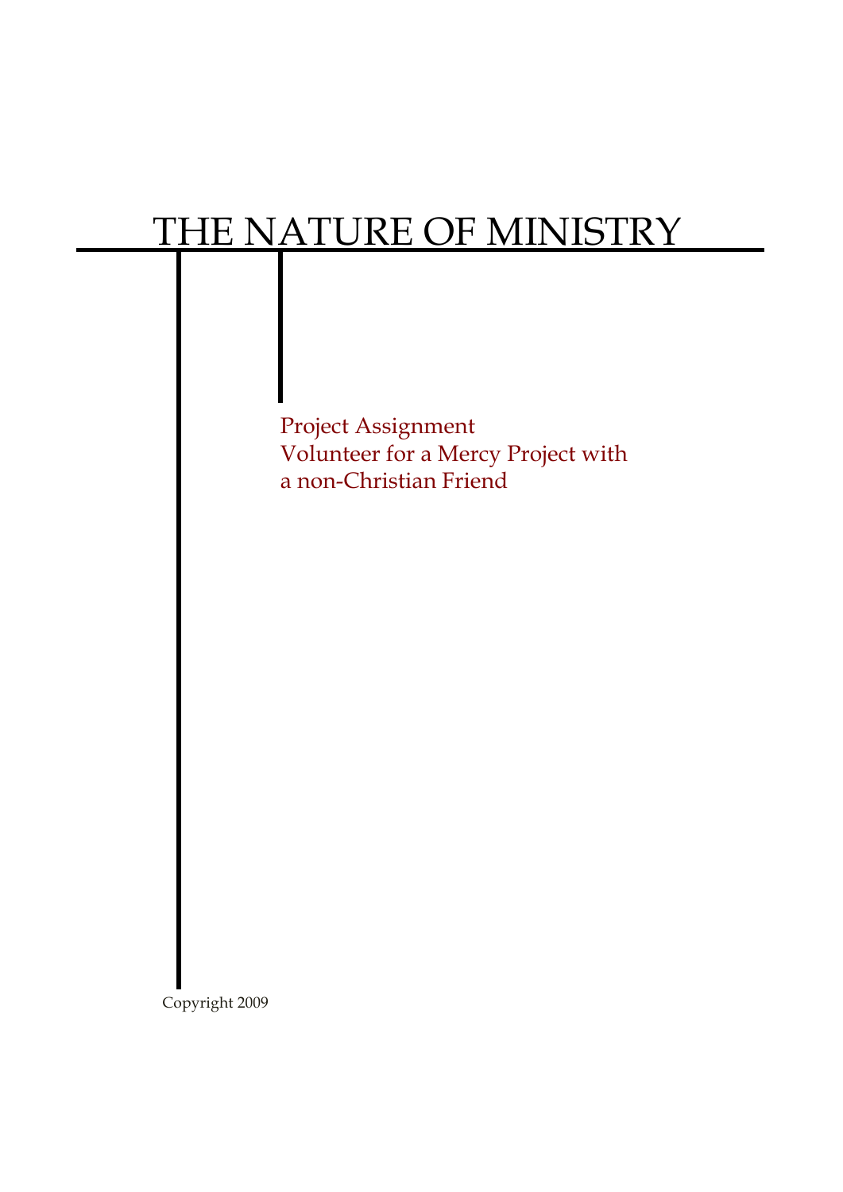# THE NATURE OF MINISTRY

Project Assignment
Volunteer for a Mercy Project with a non-Christian Friend

Copyright 2009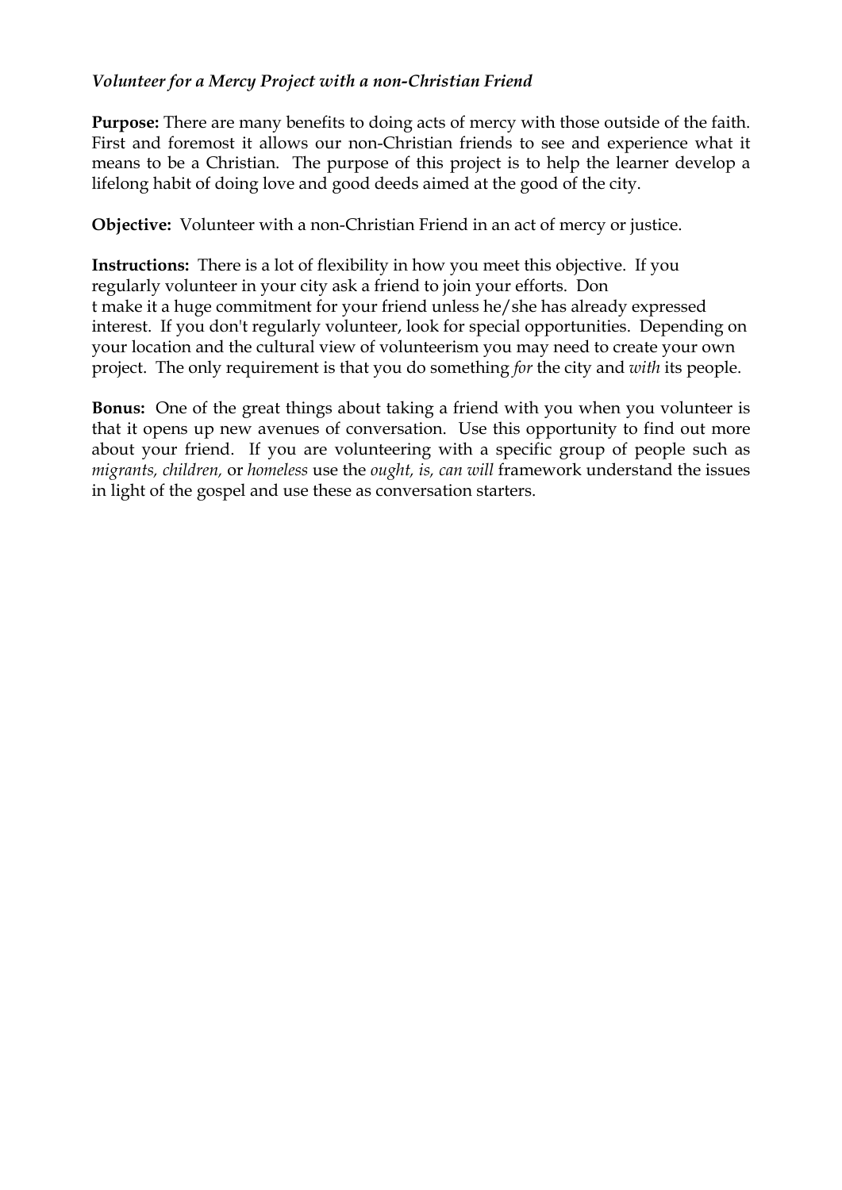*Volunteer for a Mercy Project with a non-Christian Friend*

**Purpose:** There are many benefits to doing acts of mercy with those outside of the faith. First and foremost it allows our non-Christian friends to see and experience what it means to be a Christian. The purpose of this project is to help the learner develop a lifelong habit of doing love and good deeds aimed at the good of the city.

**Objective:** Volunteer with a non-Christian Friend in an act of mercy or justice.

**Instructions:** There is a lot of flexibility in how you meet this objective. If you regularly volunteer in your city ask a friend to join your efforts. Don
t make it a huge commitment for your friend unless he/she has already expressed interest. If you don't regularly volunteer, look for special opportunities. Depending on your location and the cultural view of volunteerism you may need to create your own project. The only requirement is that you do something *for* the city and *with* its people.

**Bonus:** One of the great things about taking a friend with you when you volunteer is that it opens up new avenues of conversation. Use this opportunity to find out more about your friend. If you are volunteering with a specific group of people such as *migrants, children,* or *homeless* use the *ought, is, can will* framework understand the issues in light of the gospel and use these as conversation starters.